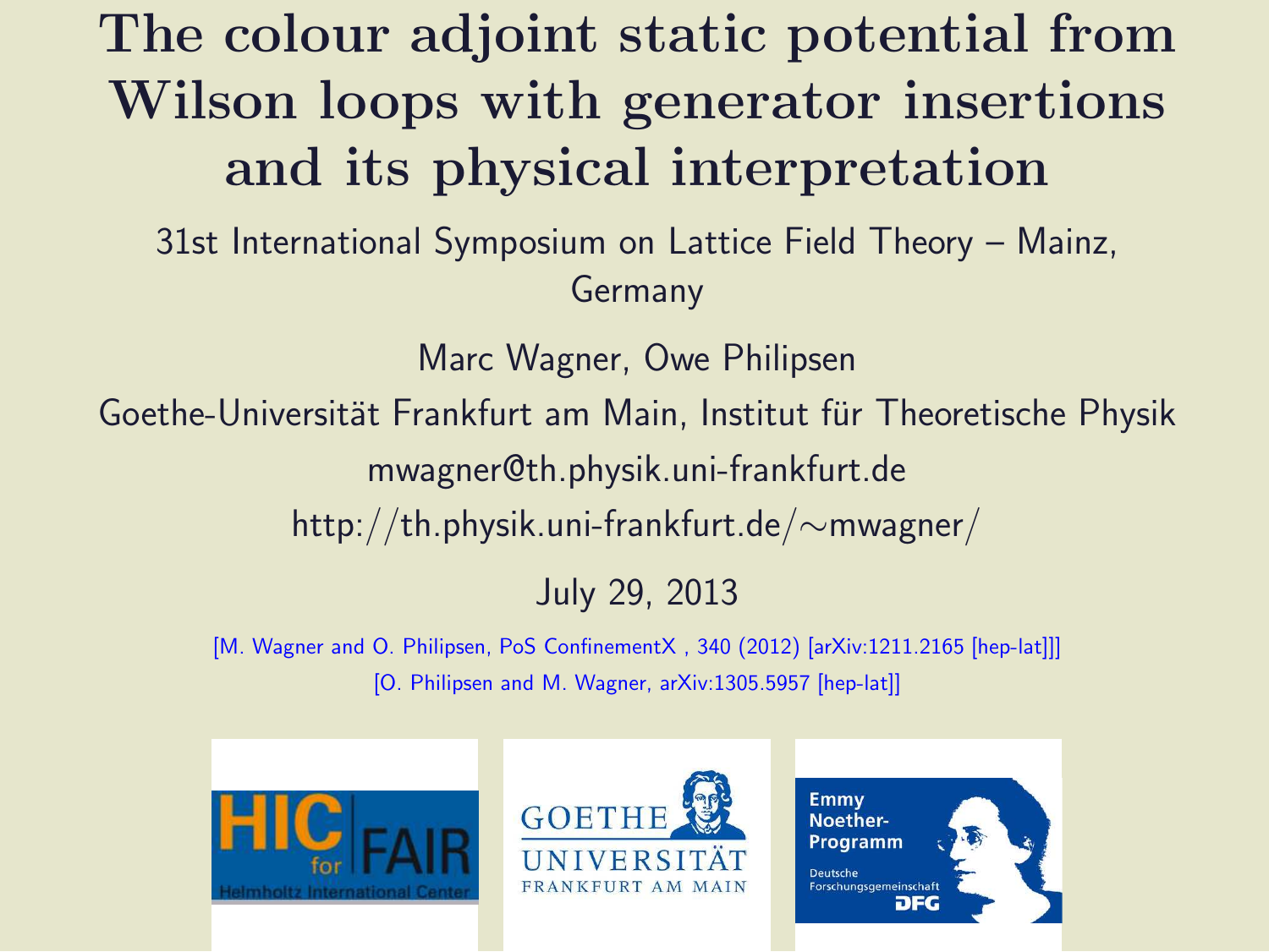# The colour adjoint static potential from Wilson loops with generator insertions and its physical interpretation

31st International Symposium on Lattice Field Theory – Mainz, Germany

Marc Wagner, Owe Philipsen

Goethe-Universität Frankfurt am Main, Institut für Theoretische Physik

mwagner@th.physik.uni-frankfurt.de

http://th.physik.uni-frankfurt.de/∼mwagner/

July 29, 2013

[M. Wagner and O. Philipsen, PoS ConfinementX , 340 (2012) [arXiv:1211.2165 [hep-lat]]]

[O. Philipsen and M. Wagner, arXiv:1305.5957 [hep-lat]]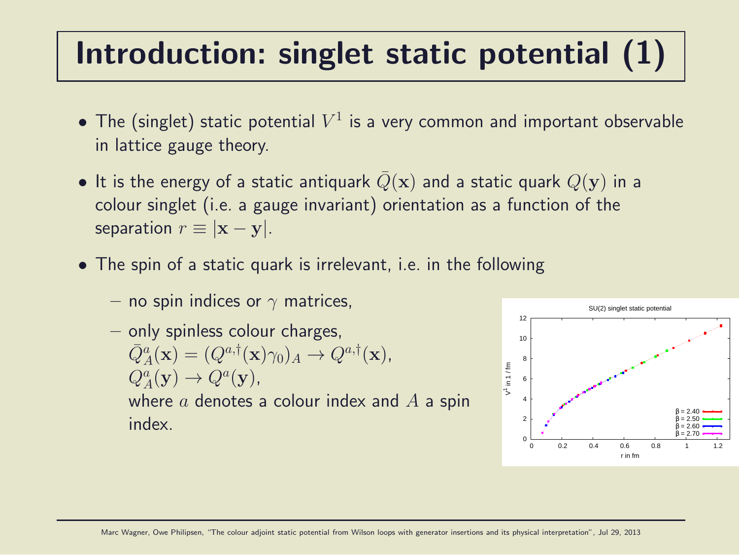# Introduction: singlet static potential (1)

- The (singlet) static potential $V^1$ is a very common and important observable in lattice gauge theory.
- It is the energy of a static antiquark $\bar{Q}(\mathbf{x})$ and a static quark $Q(\mathbf{y})$ in a colour singlet (i.e. a gauge invariant) orientation as a function of the separation $r \equiv |\mathbf{x} - \mathbf{y}|$.
- The spin of a static quark is irrelevant, i.e. in the following
  - no spin indices or $\gamma$ matrices,
  - only spinless colour charges,
    $\bar{Q}^a_A(\mathbf{x}) = (Q^{a,\dagger}(\mathbf{x})\gamma_0)_A \rightarrow Q^{a,\dagger}(\mathbf{x})$,
    $Q^a_A(\mathbf{y}) \rightarrow Q^a(\mathbf{y})$,
    where $a$ denotes a colour index and $A$ a spin index.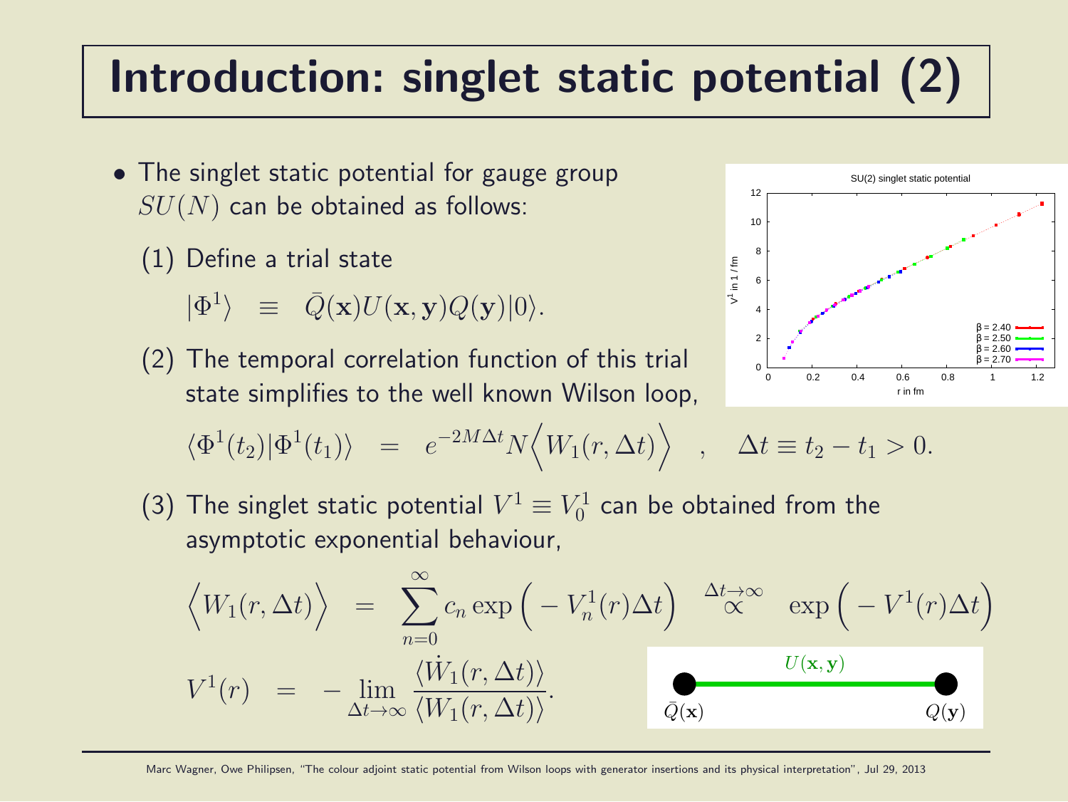# Introduction: singlet static potential (2)

- The singlet static potential for gauge group $SU(N)$ can be obtained as follows:

  (1) Define a trial state

  $$|\Phi^1\rangle \;\; \equiv \;\; \bar{Q}(\mathbf{x})U(\mathbf{x},\mathbf{y})Q(\mathbf{y})|0\rangle.$$

  (2) The temporal correlation function of this trial state simplifies to the well known Wilson loop,

  $$\langle \Phi^1(t_2)|\Phi^1(t_1)\rangle \;\; = \;\; e^{-2M\Delta t} N\Big\langle W_1(r,\Delta t)\Big\rangle \quad , \quad \Delta t \equiv t_2 - t_1 > 0.$$

  (3) The singlet static potential $V^1 \equiv V^1_0$ can be obtained from the asymptotic exponential behaviour,

  $$\Big\langle W_1(r,\Delta t)\Big\rangle \;\; = \;\; \sum_{n=0}^{\infty} c_n \exp\Big(-V^1_n(r)\Delta t\Big) \;\; \stackrel{\Delta t\to\infty}{\propto} \;\; \exp\Big(-V^1(r)\Delta t\Big)$$

  $$V^1(r) \;\; = \;\; -\lim_{\Delta t\to\infty} \frac{\langle \dot{W}_1(r,\Delta t)\rangle}{\langle W_1(r,\Delta t)\rangle}.$$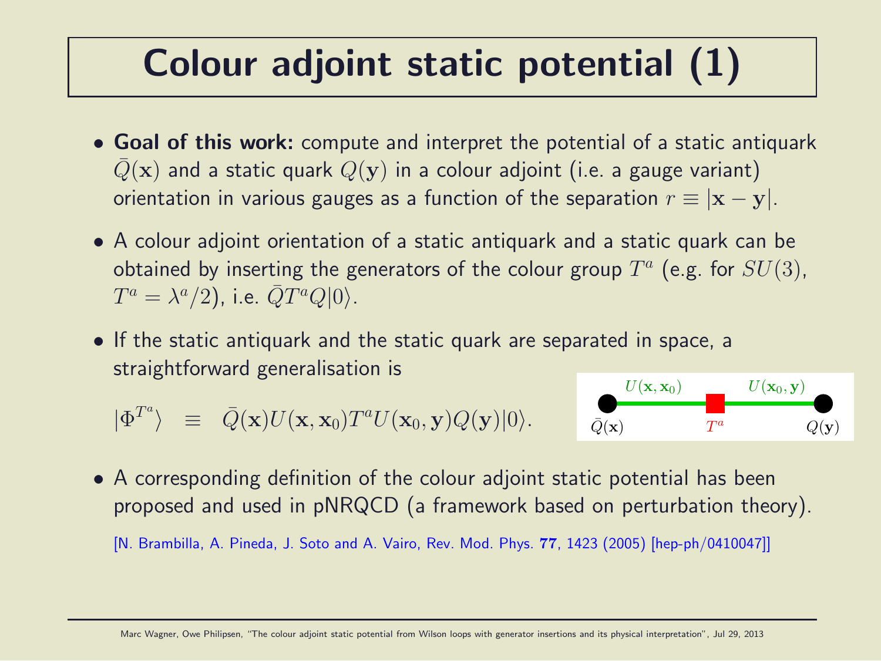# Colour adjoint static potential (1)

- **Goal of this work:** compute and interpret the potential of a static antiquark $\bar{Q}(\mathbf{x})$ and a static quark $Q(\mathbf{y})$ in a colour adjoint (i.e. a gauge variant) orientation in various gauges as a function of the separation $r \equiv |\mathbf{x} - \mathbf{y}|$.

- A colour adjoint orientation of a static antiquark and a static quark can be obtained by inserting the generators of the colour group $T^a$ (e.g. for $SU(3)$, $T^a = \lambda^a/2$), i.e. $\bar{Q} T^a Q |0\rangle$.

- If the static antiquark and the static quark are separated in space, a straightforward generalisation is

$$|\Phi^{T^a}\rangle \equiv \bar{Q}(\mathbf{x}) U(\mathbf{x}, \mathbf{x}_0) T^a U(\mathbf{x}_0, \mathbf{y}) Q(\mathbf{y}) |0\rangle.$$

- A corresponding definition of the colour adjoint static potential has been proposed and used in pNRQCD (a framework based on perturbation theory).

[N. Brambilla, A. Pineda, J. Soto and A. Vairo, Rev. Mod. Phys. **77**, 1423 (2005) [hep-ph/0410047]]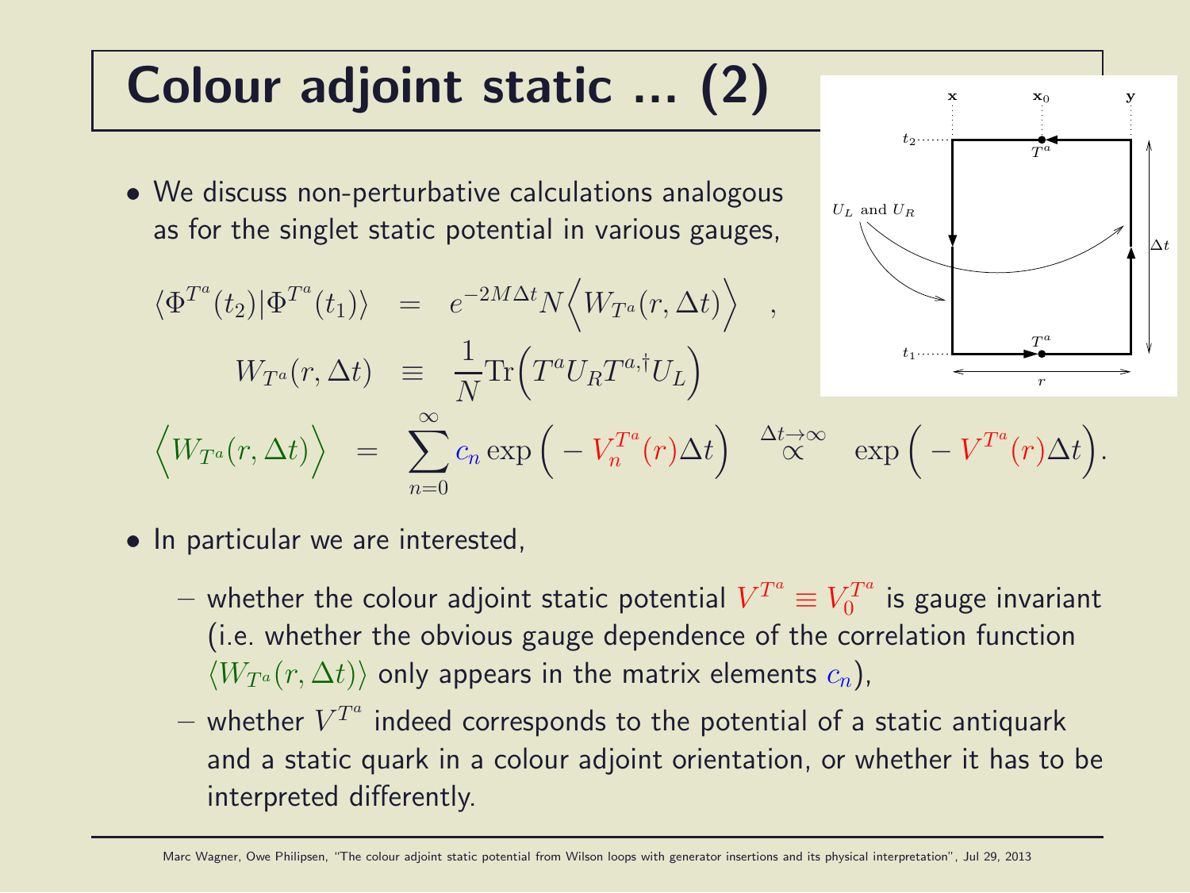# Colour adjoint static ... (2)

- We discuss non-perturbative calculations analogous as for the singlet static potential in various gauges,

$$
\begin{aligned}
\langle \Phi^{T^a}(t_2) | \Phi^{T^a}(t_1) \rangle \quad &= \quad e^{-2M\Delta t} N \Big\langle W_{T^a}(r, \Delta t) \Big\rangle \quad , \\
W_{T^a}(r, \Delta t) \quad &\equiv \quad \frac{1}{N} \mathrm{Tr}\Big( T^a U_R T^{a,\dagger} U_L \Big) \\
\Big\langle W_{T^a}(r, \Delta t) \Big\rangle \quad &= \quad \sum_{n=0}^{\infty} c_n \exp\Big( - V_n^{T^a}(r) \Delta t \Big) \quad \overset{\Delta t \rightarrow \infty}{\propto} \quad \exp\Big( - V^{T^a}(r) \Delta t \Big).
\end{aligned}
$$

- In particular we are interested,
  - whether the colour adjoint static potential $V^{T^a} \equiv V_0^{T^a}$ is gauge invariant (i.e. whether the obvious gauge dependence of the correlation function $\langle W_{T^a}(r, \Delta t) \rangle$ only appears in the matrix elements $c_n$),
  - whether $V^{T^a}$ indeed corresponds to the potential of a static antiquark and a static quark in a colour adjoint orientation, or whether it has to be interpreted differently.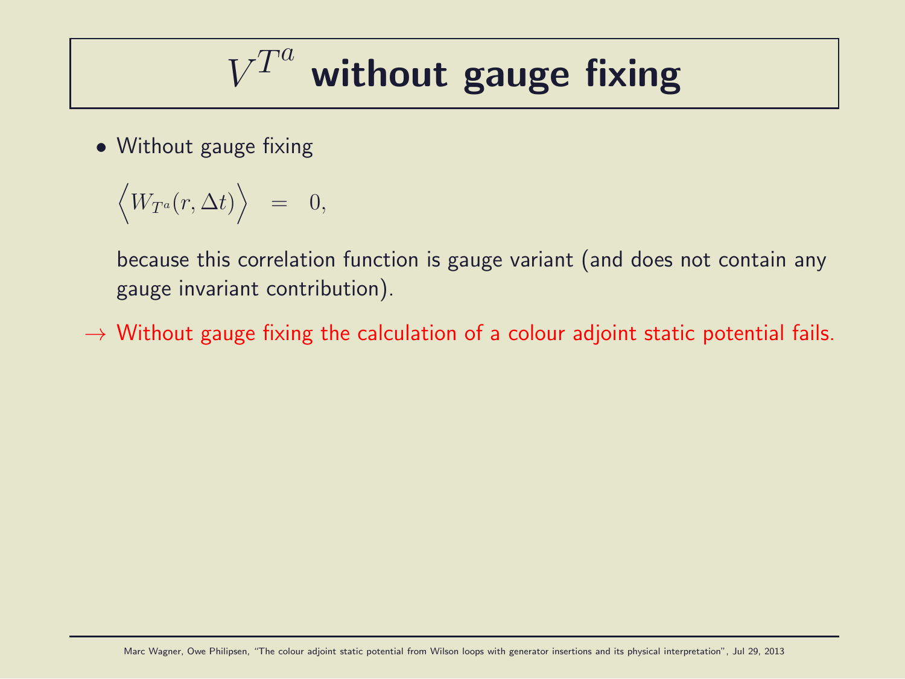# $V^{T^a}$ without gauge fixing

- Without gauge fixing

  $$\Big\langle W_{T^a}(r, \Delta t) \Big\rangle \;\; = \;\; 0,$$

  because this correlation function is gauge variant (and does not contain any gauge invariant contribution).

$\rightarrow$ Without gauge fixing the calculation of a colour adjoint static potential fails.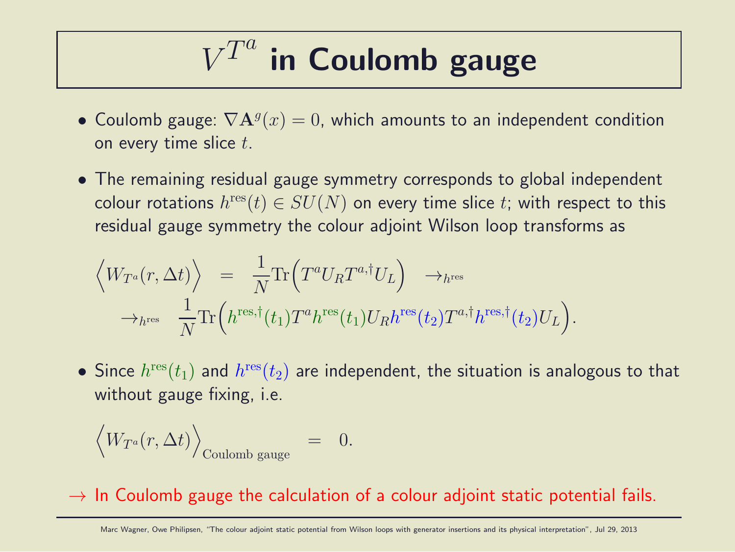# $V^{T^a}$ in Coulomb gauge

- Coulomb gauge: $\nabla \mathbf{A}^g(x) = 0$, which amounts to an independent condition on every time slice $t$.
- The remaining residual gauge symmetry corresponds to global independent colour rotations $h^{\mathrm{res}}(t) \in SU(N)$ on every time slice $t$; with respect to this residual gauge symmetry the colour adjoint Wilson loop transforms as

$$\Big\langle W_{T^a}(r, \Delta t) \Big\rangle \quad = \quad \frac{1}{N} \mathrm{Tr}\Big( T^a U_R T^{a,\dagger} U_L \Big) \quad \rightarrow_{h^{\mathrm{res}}}$$

$$\rightarrow_{h^{\mathrm{res}}} \quad \frac{1}{N} \mathrm{Tr}\Big( h^{\mathrm{res},\dagger}(t_1) T^a h^{\mathrm{res}}(t_1) U_R h^{\mathrm{res}}(t_2) T^{a,\dagger} h^{\mathrm{res},\dagger}(t_2) U_L \Big).$$

- Since $h^{\mathrm{res}}(t_1)$ and $h^{\mathrm{res}}(t_2)$ are independent, the situation is analogous to that without gauge fixing, i.e.

$$\Big\langle W_{T^a}(r, \Delta t) \Big\rangle_{\text{Coulomb gauge}} \quad = \quad 0.$$

$\rightarrow$ In Coulomb gauge the calculation of a colour adjoint static potential fails.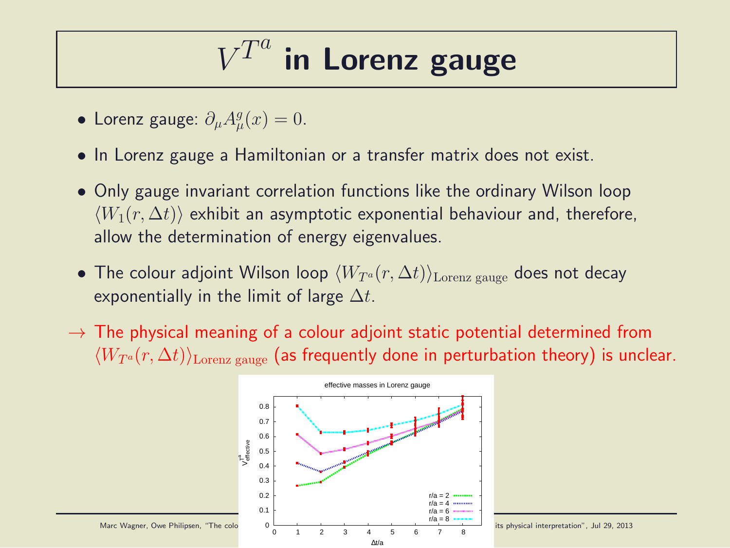# $V^{T^a}$ in Lorenz gauge

- Lorenz gauge: $\partial_\mu A^g_\mu(x) = 0$.
- In Lorenz gauge a Hamiltonian or a transfer matrix does not exist.
- Only gauge invariant correlation functions like the ordinary Wilson loop $\langle W_1(r, \Delta t)\rangle$ exhibit an asymptotic exponential behaviour and, therefore, allow the determination of energy eigenvalues.
- The colour adjoint Wilson loop $\langle W_{T^a}(r, \Delta t)\rangle_{\text{Lorenz gauge}}$ does not decay exponentially in the limit of large $\Delta t$.

$\rightarrow$ The physical meaning of a colour adjoint static potential determined from $\langle W_{T^a}(r, \Delta t)\rangle_{\text{Lorenz gauge}}$ (as frequently done in perturbation theory) is unclear.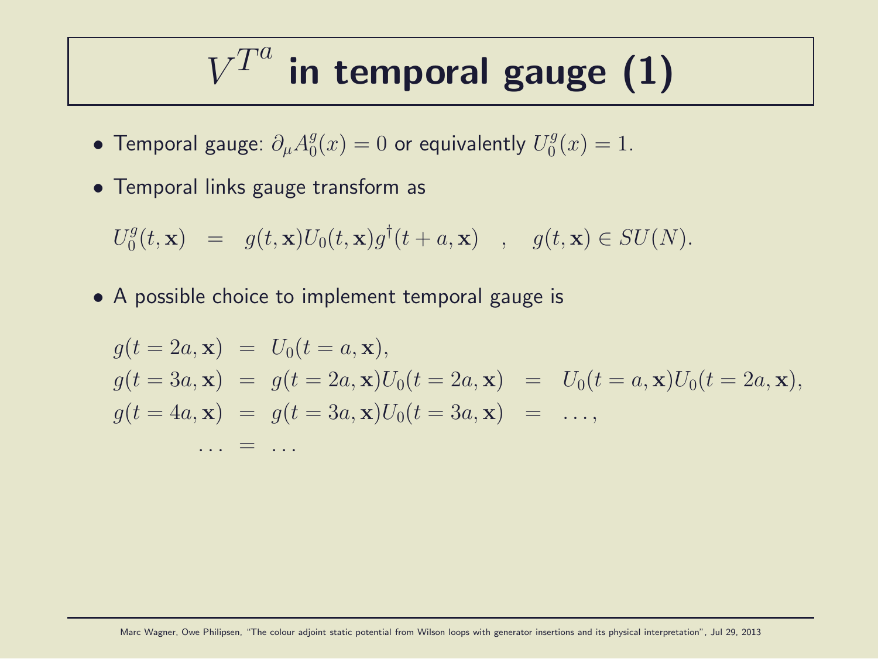# $V^{T^a}$ in temporal gauge (1)

- Temporal gauge: $\partial_\mu A_0^g(x) = 0$ or equivalently $U_0^g(x) = 1$.

- Temporal links gauge transform as

$$U_0^g(t,\mathbf{x}) \;\; = \;\; g(t,\mathbf{x}) U_0(t,\mathbf{x}) g^\dagger(t+a,\mathbf{x}) \quad , \quad g(t,\mathbf{x}) \in SU(N).$$

- A possible choice to implement temporal gauge is

$$\begin{aligned}
g(t=2a,\mathbf{x}) &= U_0(t=a,\mathbf{x}), \\
g(t=3a,\mathbf{x}) &= g(t=2a,\mathbf{x}) U_0(t=2a,\mathbf{x}) \;\; = \;\; U_0(t=a,\mathbf{x}) U_0(t=2a,\mathbf{x}), \\
g(t=4a,\mathbf{x}) &= g(t=3a,\mathbf{x}) U_0(t=3a,\mathbf{x}) \;\; = \;\; \ldots, \\
\ldots &= \ldots
\end{aligned}$$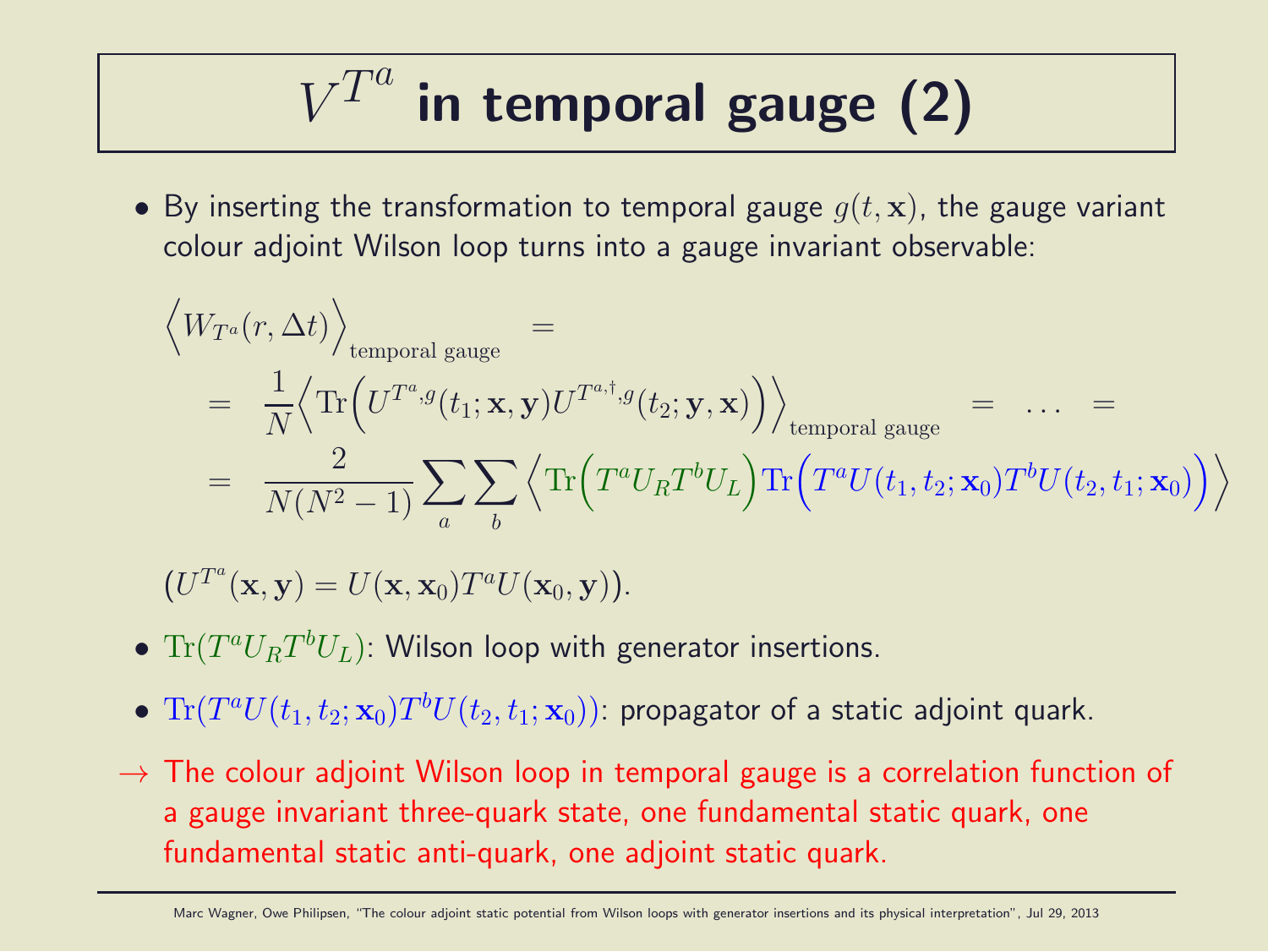# $V^{T^a}$ in temporal gauge (2)

- By inserting the transformation to temporal gauge $g(t, \mathbf{x})$, the gauge variant colour adjoint Wilson loop turns into a gauge invariant observable:

$$
\begin{aligned}
&\Big\langle W_{T^a}(r, \Delta t) \Big\rangle_{\text{temporal gauge}} = \\
&= \frac{1}{N} \Big\langle \text{Tr}\Big( U^{T^a,g}(t_1; \mathbf{x}, \mathbf{y}) U^{T^a,\dagger,g}(t_2; \mathbf{y}, \mathbf{x}) \Big) \Big\rangle_{\text{temporal gauge}} = \ldots = \\
&= \frac{2}{N(N^2-1)} \sum_a \sum_b \Big\langle \text{Tr}\Big( T^a U_R T^b U_L \Big) \text{Tr}\Big( T^a U(t_1, t_2; \mathbf{x}_0) T^b U(t_2, t_1; \mathbf{x}_0) \Big) \Big\rangle
\end{aligned}
$$

$(U^{T^a}(\mathbf{x}, \mathbf{y}) = U(\mathbf{x}, \mathbf{x}_0) T^a U(\mathbf{x}_0, \mathbf{y}))$.

- $\text{Tr}(T^a U_R T^b U_L)$: Wilson loop with generator insertions.
- $\text{Tr}(T^a U(t_1, t_2; \mathbf{x}_0) T^b U(t_2, t_1; \mathbf{x}_0))$: propagator of a static adjoint quark.

$\rightarrow$ The colour adjoint Wilson loop in temporal gauge is a correlation function of a gauge invariant three-quark state, one fundamental static quark, one fundamental static anti-quark, one adjoint static quark.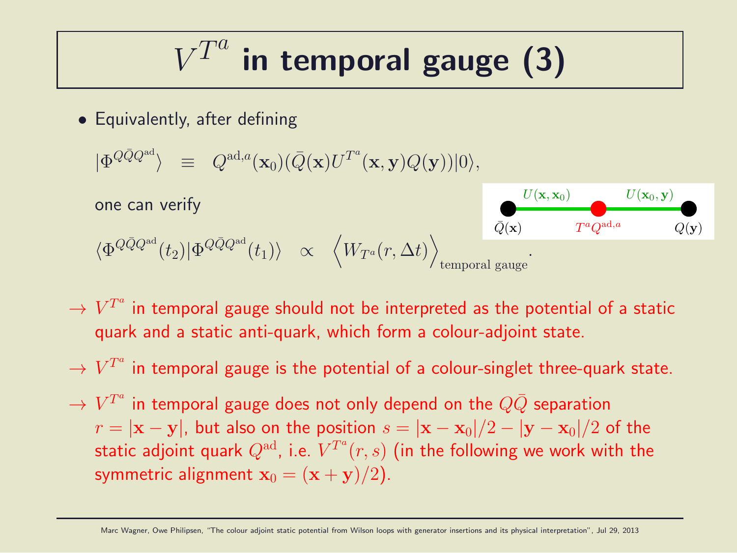# $V^{T^a}$ in temporal gauge (3)

- Equivalently, after defining

$$|\Phi^{Q\bar{Q}Q^{\rm ad}}\rangle \quad \equiv \quad Q^{{\rm ad},a}(\mathbf{x}_0)(\bar{Q}(\mathbf{x})U^{T^a}(\mathbf{x},\mathbf{y})Q(\mathbf{y}))|0\rangle,$$

one can verify

$$\langle\Phi^{Q\bar{Q}Q^{\rm ad}}(t_2)|\Phi^{Q\bar{Q}Q^{\rm ad}}(t_1)\rangle \quad \propto \quad \Big\langle W_{T^a}(r,\Delta t)\Big\rangle_{\rm temporal\ gauge}.$$

$\bar{Q}(\mathbf{x})$ —— $U(\mathbf{x},\mathbf{x}_0)$ —— $T^a Q^{{\rm ad},a}$ —— $U(\mathbf{x}_0,\mathbf{y})$ —— $Q(\mathbf{y})$

$\rightarrow$ $V^{T^a}$ in temporal gauge should not be interpreted as the potential of a static quark and a static anti-quark, which form a colour-adjoint state.

$\rightarrow$ $V^{T^a}$ in temporal gauge is the potential of a colour-singlet three-quark state.

$\rightarrow$ $V^{T^a}$ in temporal gauge does not only depend on the $Q\bar{Q}$ separation $r = |\mathbf{x}-\mathbf{y}|$, but also on the position $s = |\mathbf{x}-\mathbf{x}_0|/2 - |\mathbf{y}-\mathbf{x}_0|/2$ of the static adjoint quark $Q^{\rm ad}$, i.e. $V^{T^a}(r,s)$ (in the following we work with the symmetric alignment $\mathbf{x}_0 = (\mathbf{x}+\mathbf{y})/2$).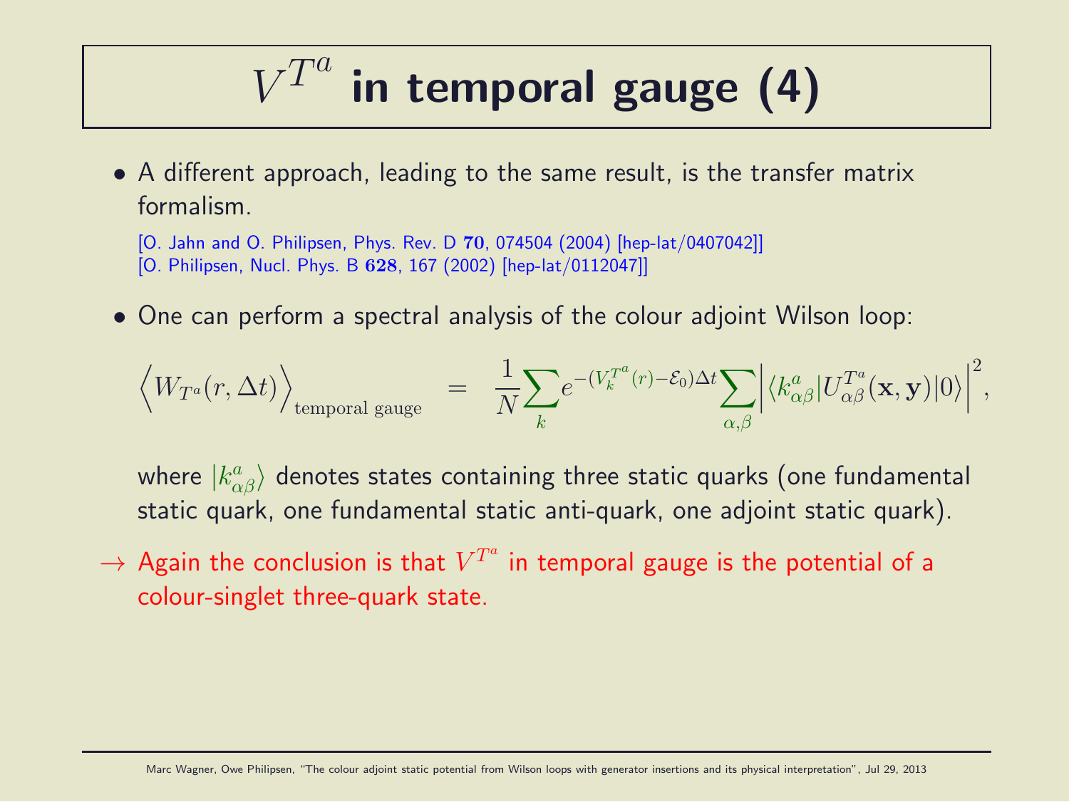# $V^{T^a}$ in temporal gauge (4)

- A different approach, leading to the same result, is the transfer matrix formalism.

  [O. Jahn and O. Philipsen, Phys. Rev. D **70**, 074504 (2004) [hep-lat/0407042]]
  [O. Philipsen, Nucl. Phys. B **628**, 167 (2002) [hep-lat/0112047]]

- One can perform a spectral analysis of the colour adjoint Wilson loop:

$$\Big\langle W_{T^a}(r, \Delta t)\Big\rangle_{\text{temporal gauge}} \quad = \quad \frac{1}{N}\sum_k e^{-(V_k^{T^a}(r)-\mathcal{E}_0)\Delta t}\sum_{\alpha,\beta}\Big|\langle k^a_{\alpha\beta}|U^{T^a}_{\alpha\beta}(\mathbf{x},\mathbf{y})|0\rangle\Big|^2,$$

  where $|k^a_{\alpha\beta}\rangle$ denotes states containing three static quarks (one fundamental static quark, one fundamental static anti-quark, one adjoint static quark).

$\rightarrow$ Again the conclusion is that $V^{T^a}$ in temporal gauge is the potential of a colour-singlet three-quark state.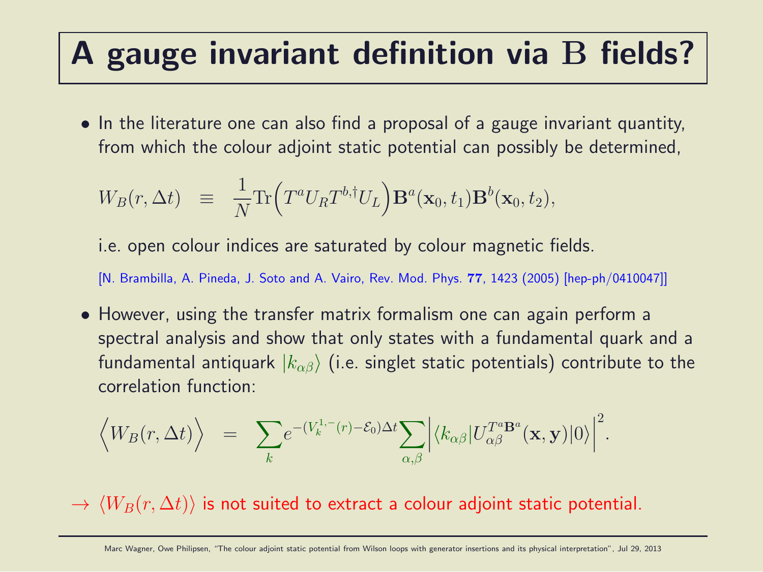# A gauge invariant definition via $\mathrm{B}$ fields?

- In the literature one can also find a proposal of a gauge invariant quantity, from which the colour adjoint static potential can possibly be determined,

$$W_B(r, \Delta t) \equiv \frac{1}{N} \mathrm{Tr}\Big(T^a U_R T^{b,\dagger} U_L\Big) \mathbf{B}^a(\mathbf{x}_0, t_1) \mathbf{B}^b(\mathbf{x}_0, t_2),$$

  i.e. open colour indices are saturated by colour magnetic fields.

  [N. Brambilla, A. Pineda, J. Soto and A. Vairo, Rev. Mod. Phys. **77**, 1423 (2005) [hep-ph/0410047]]

- However, using the transfer matrix formalism one can again perform a spectral analysis and show that only states with a fundamental quark and a fundamental antiquark $|k_{\alpha\beta}\rangle$ (i.e. singlet static potentials) contribute to the correlation function:

$$\Big\langle W_B(r, \Delta t) \Big\rangle = \sum_k e^{-(V_k^{1,-}(r) - \mathcal{E}_0)\Delta t} \sum_{\alpha,\beta} \Big| \langle k_{\alpha\beta} | U_{\alpha\beta}^{T^a \mathbf{B}^a}(\mathbf{x}, \mathbf{y}) | 0 \rangle \Big|^2.$$

$\rightarrow$ $\langle W_B(r, \Delta t) \rangle$ is not suited to extract a colour adjoint static potential.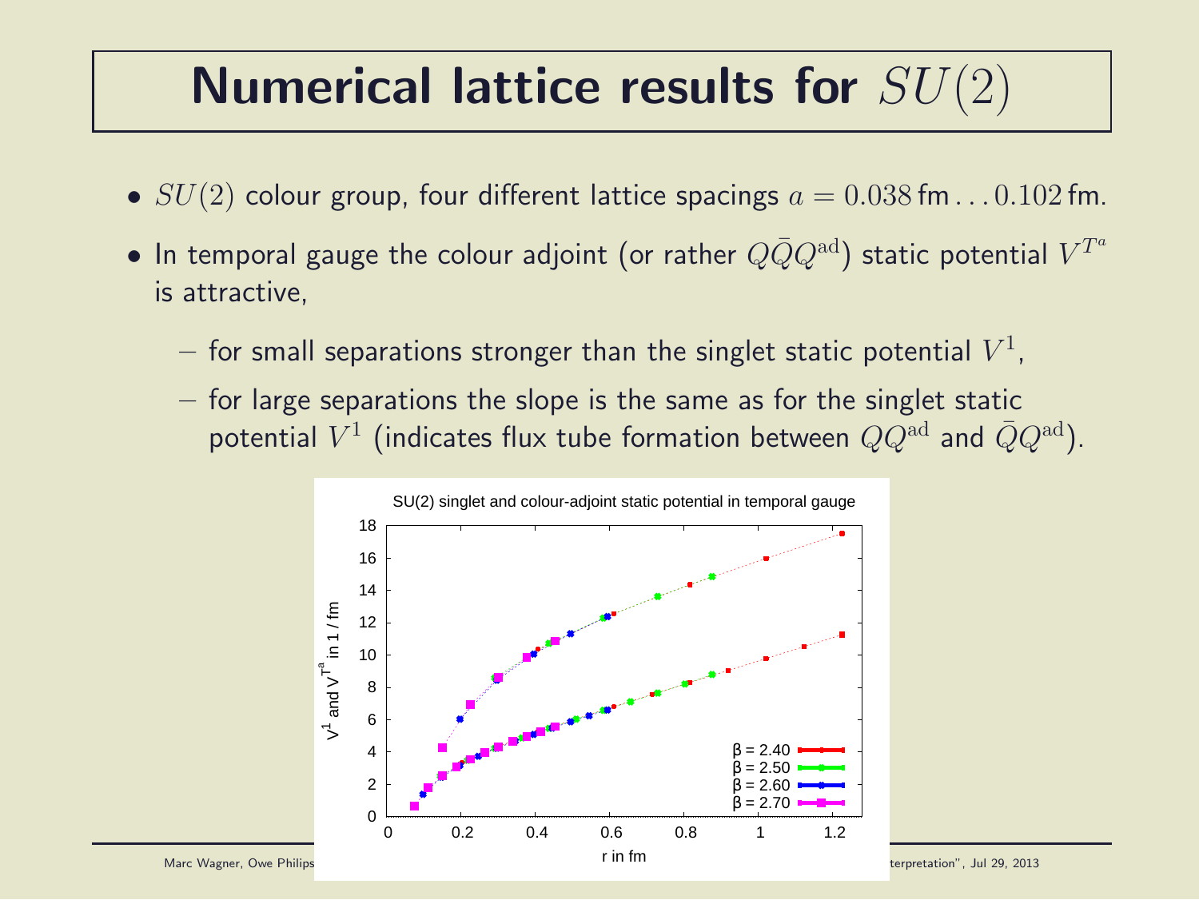# Numerical lattice results for $SU(2)$

- $SU(2)$ colour group, four different lattice spacings $a = 0.038\,\text{fm} \ldots 0.102\,\text{fm}$.
- In temporal gauge the colour adjoint (or rather $Q\bar{Q}Q^{\text{ad}}$) static potential $V^{T^a}$ is attractive,
  - for small separations stronger than the singlet static potential $V^1$,
  - for large separations the slope is the same as for the singlet static potential $V^1$ (indicates flux tube formation between $QQ^{\text{ad}}$ and $\bar{Q}Q^{\text{ad}}$).

SU(2) singlet and colour-adjoint static potential in temporal gauge

Axes: $V^1$ and $V^{T^a}$ in 1 / fm (vertical), r in fm (horizontal). Legend: β = 2.40, β = 2.50, β = 2.60, β = 2.70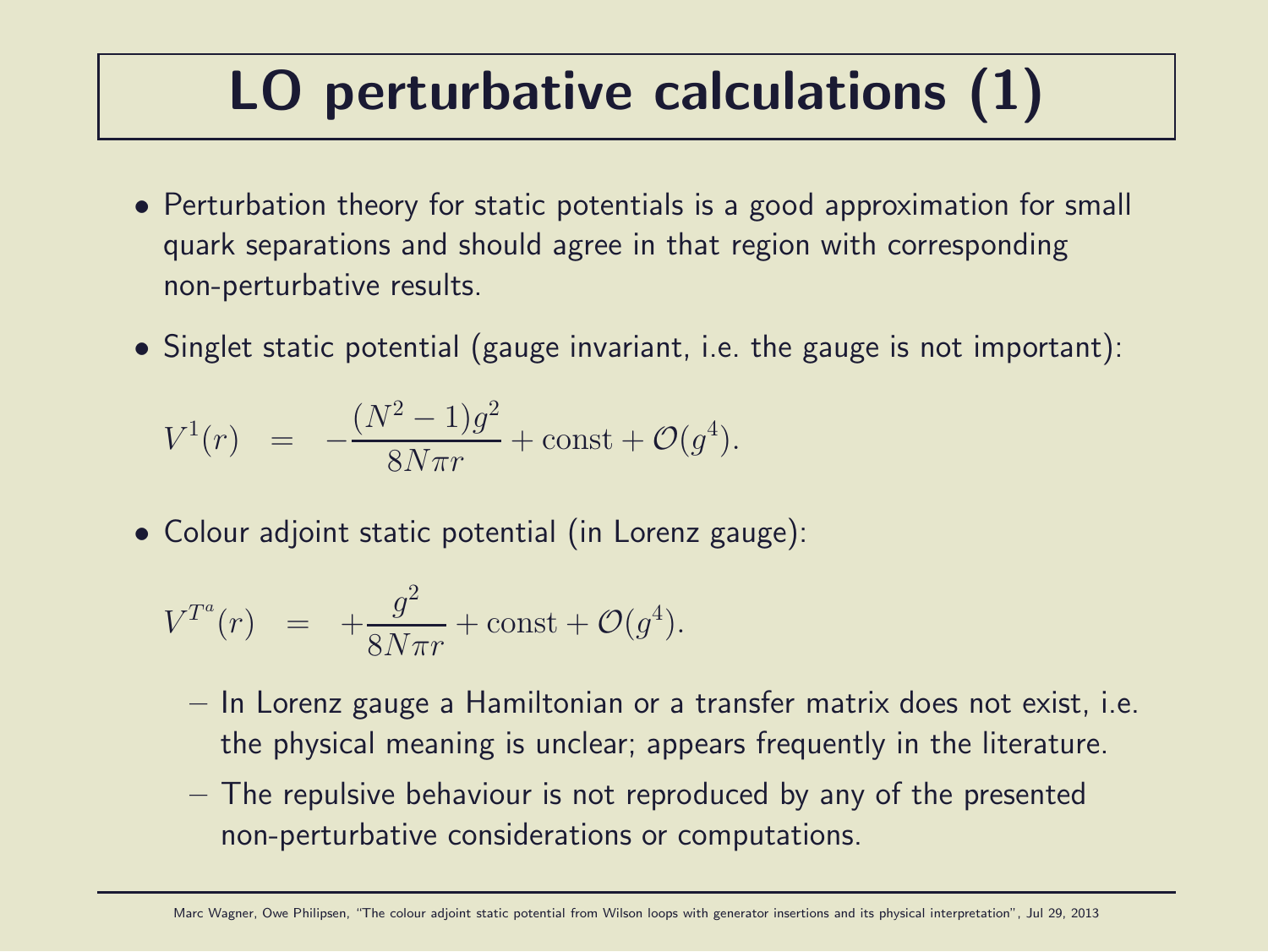# LO perturbative calculations (1)

- Perturbation theory for static potentials is a good approximation for small quark separations and should agree in that region with corresponding non-perturbative results.
- Singlet static potential (gauge invariant, i.e. the gauge is not important):

$$V^1(r) \;\; = \;\; -\frac{(N^2-1)g^2}{8N\pi r} + \mathrm{const} + \mathcal{O}(g^4).$$

- Colour adjoint static potential (in Lorenz gauge):

$$V^{T^a}(r) \;\; = \;\; +\frac{g^2}{8N\pi r} + \mathrm{const} + \mathcal{O}(g^4).$$

  - In Lorenz gauge a Hamiltonian or a transfer matrix does not exist, i.e. the physical meaning is unclear; appears frequently in the literature.
  - The repulsive behaviour is not reproduced by any of the presented non-perturbative considerations or computations.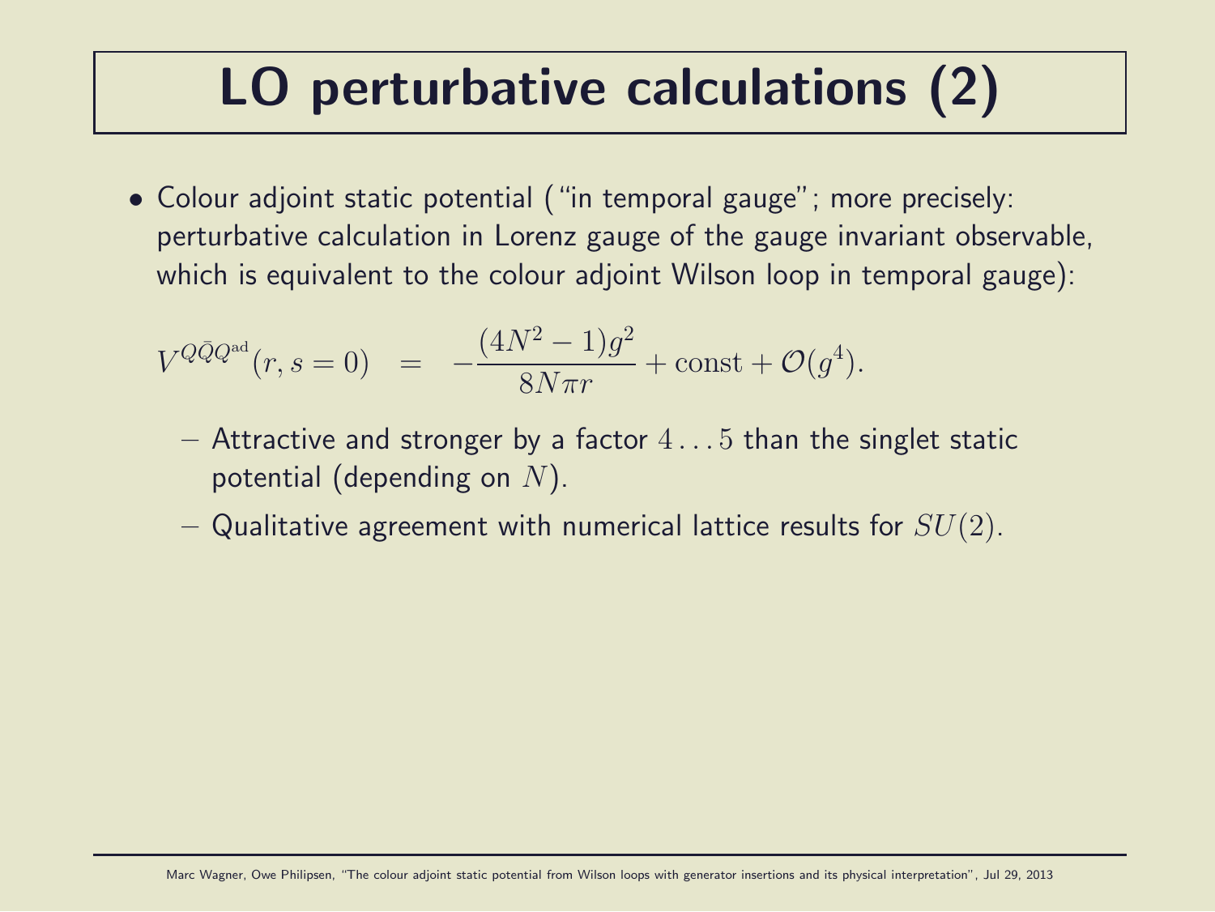# LO perturbative calculations (2)

- Colour adjoint static potential ("in temporal gauge"; more precisely: perturbative calculation in Lorenz gauge of the gauge invariant observable, which is equivalent to the colour adjoint Wilson loop in temporal gauge):

$$V^{Q\bar{Q}Q^{\text{ad}}}(r, s = 0) \quad = \quad -\frac{(4N^2 - 1)g^2}{8N\pi r} + \text{const} + \mathcal{O}(g^4).$$

  - Attractive and stronger by a factor $4 \ldots 5$ than the singlet static potential (depending on $N$).
  - Qualitative agreement with numerical lattice results for $SU(2)$.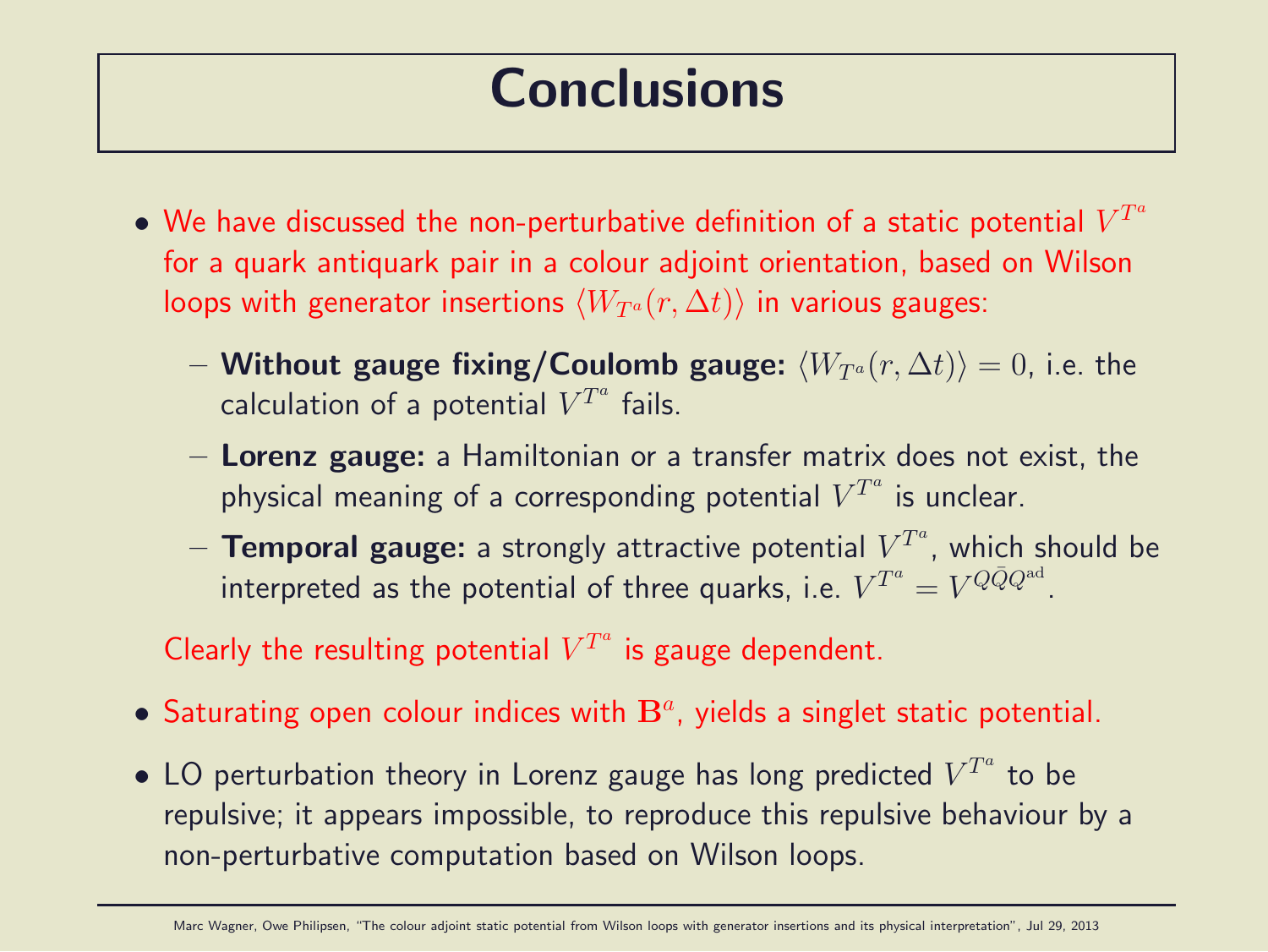# Conclusions

- We have discussed the non-perturbative definition of a static potential $V^{T^a}$ for a quark antiquark pair in a colour adjoint orientation, based on Wilson loops with generator insertions $\langle W_{T^a}(r, \Delta t) \rangle$ in various gauges:
  - **Without gauge fixing/Coulomb gauge:** $\langle W_{T^a}(r, \Delta t) \rangle = 0$, i.e. the calculation of a potential $V^{T^a}$ fails.
  - **Lorenz gauge:** a Hamiltonian or a transfer matrix does not exist, the physical meaning of a corresponding potential $V^{T^a}$ is unclear.
  - **Temporal gauge:** a strongly attractive potential $V^{T^a}$, which should be interpreted as the potential of three quarks, i.e. $V^{T^a} = V^{Q\bar{Q}Q^{\mathrm{ad}}}$.

  Clearly the resulting potential $V^{T^a}$ is gauge dependent.

- Saturating open colour indices with $\mathbf{B}^a$, yields a singlet static potential.
- LO perturbation theory in Lorenz gauge has long predicted $V^{T^a}$ to be repulsive; it appears impossible, to reproduce this repulsive behaviour by a non-perturbative computation based on Wilson loops.